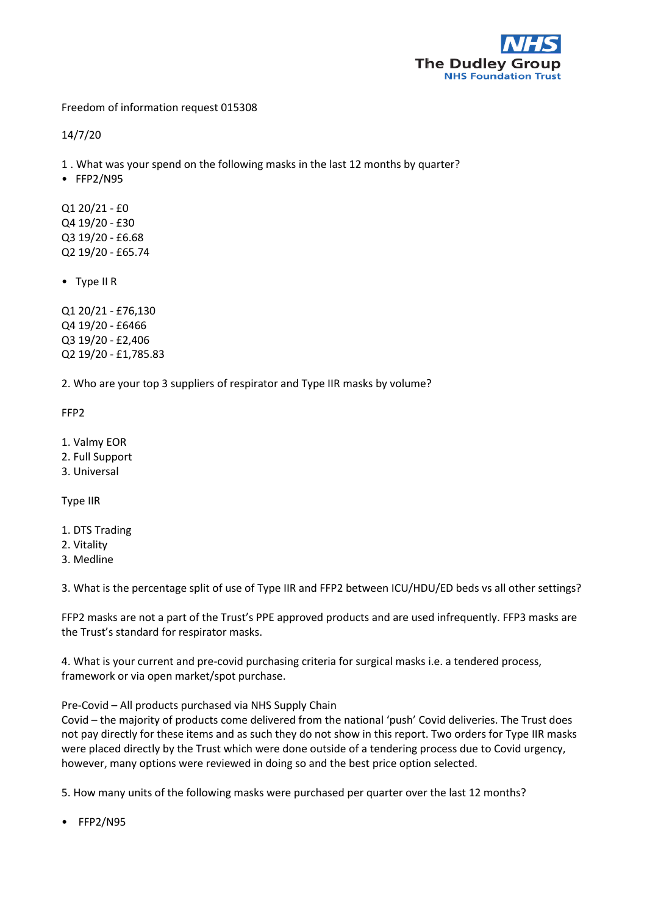Freedom of information request 015308

14/7/20

1 . What was your spend on the following masks in the last 12 months by quarter?

- FFP2/N95

Q1 20/21 - £0
Q4 19/20 - £30
Q3 19/20 - £6.68
Q2 19/20 - £65.74

- Type II R

Q1 20/21 - £76,130
Q4 19/20 - £6466
Q3 19/20 - £2,406
Q2 19/20 - £1,785.83

2. Who are your top 3 suppliers of respirator and Type IIR masks by volume?

FFP2

1. Valmy EOR
2. Full Support
3. Universal

Type IIR

1. DTS Trading
2. Vitality
3. Medline

3. What is the percentage split of use of Type IIR and FFP2 between ICU/HDU/ED beds vs all other settings?

FFP2 masks are not a part of the Trust's PPE approved products and are used infrequently. FFP3 masks are the Trust's standard for respirator masks.

4. What is your current and pre-covid purchasing criteria for surgical masks i.e. a tendered process, framework or via open market/spot purchase.

Pre-Covid – All products purchased via NHS Supply Chain
Covid – the majority of products come delivered from the national 'push' Covid deliveries. The Trust does not pay directly for these items and as such they do not show in this report. Two orders for Type IIR masks were placed directly by the Trust which were done outside of a tendering process due to Covid urgency, however, many options were reviewed in doing so and the best price option selected.

5. How many units of the following masks were purchased per quarter over the last 12 months?

- FFP2/N95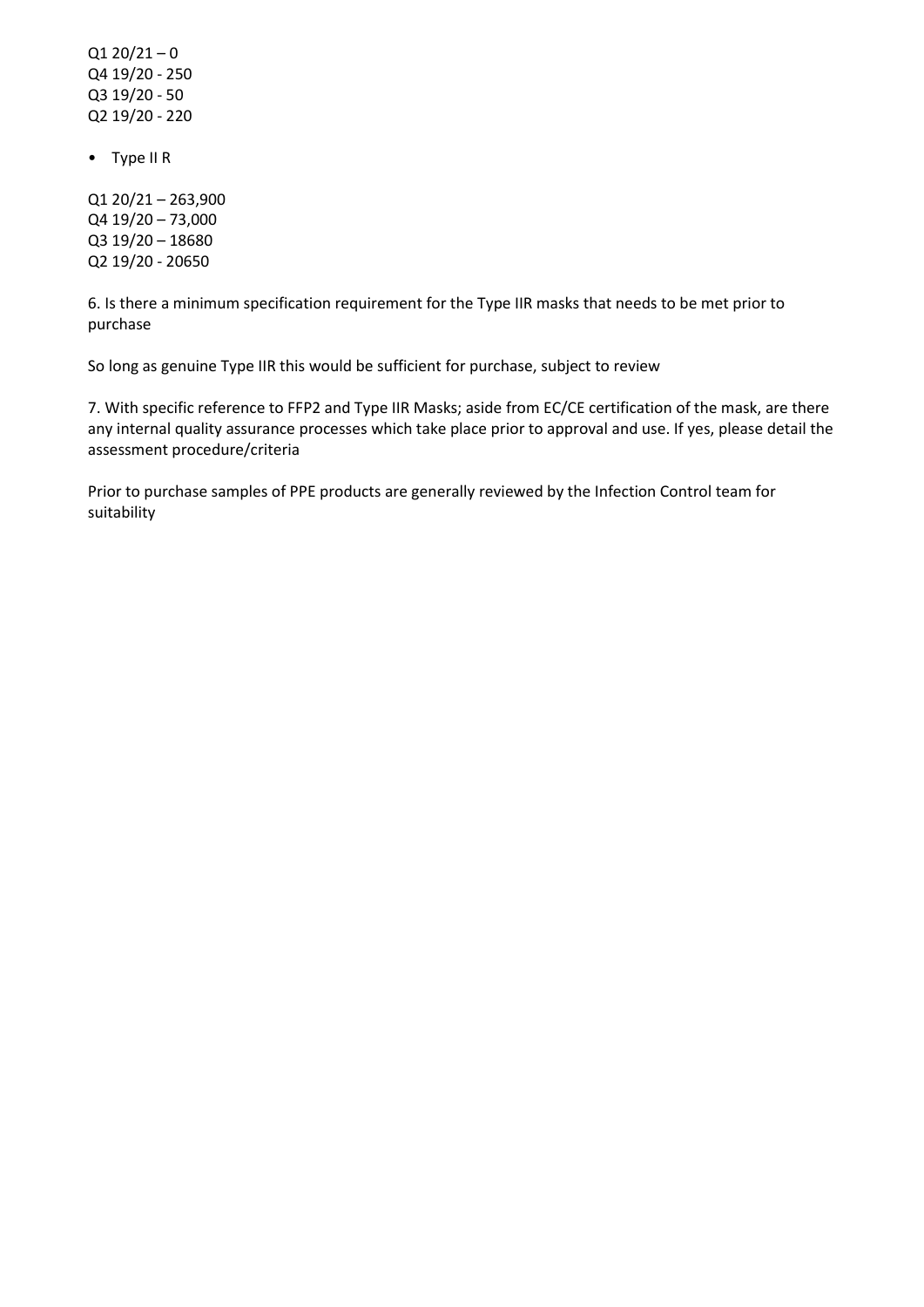Q1 20/21 – 0
Q4 19/20 - 250
Q3 19/20 - 50
Q2 19/20 - 220

- Type II R

Q1 20/21 – 263,900
Q4 19/20 – 73,000
Q3 19/20 – 18680
Q2 19/20 - 20650

6. Is there a minimum specification requirement for the Type IIR masks that needs to be met prior to purchase

So long as genuine Type IIR this would be sufficient for purchase, subject to review

7. With specific reference to FFP2 and Type IIR Masks; aside from EC/CE certification of the mask, are there any internal quality assurance processes which take place prior to approval and use. If yes, please detail the assessment procedure/criteria

Prior to purchase samples of PPE products are generally reviewed by the Infection Control team for suitability